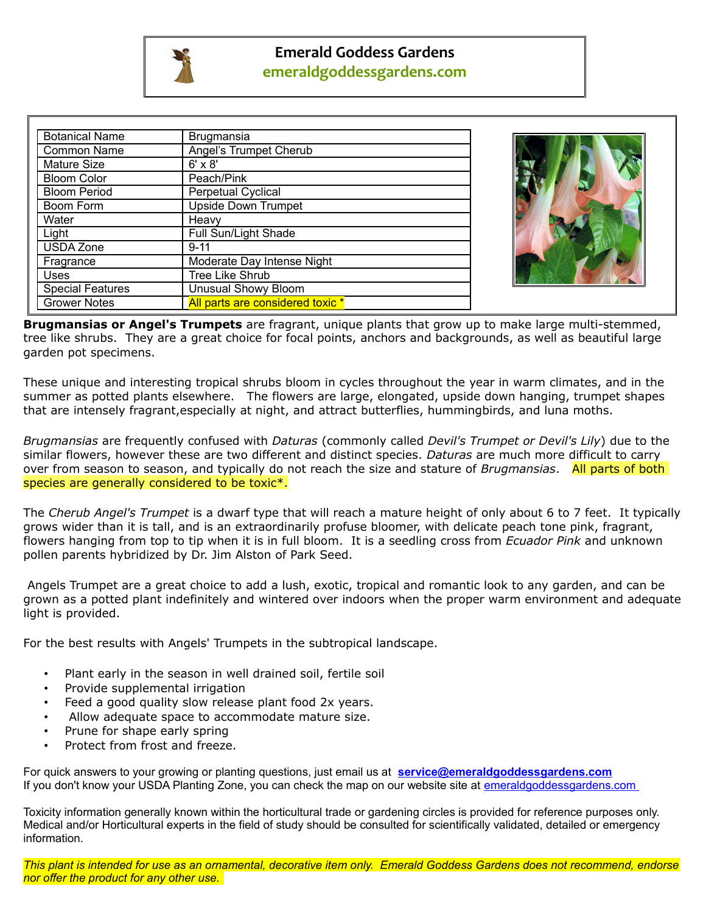# Emerald Goddess Gardens

**emeraldgoddessgardens.com**

| Botanical Name | Brugmansia |
|---|---|
| Common Name | Angel's Trumpet Cherub |
| Mature Size | 6' x 8' |
| Bloom Color | Peach/Pink |
| Bloom Period | Perpetual Cyclical |
| Boom Form | Upside Down Trumpet |
| Water | Heavy |
| Light | Full Sun/Light Shade |
| USDA Zone | 9-11 |
| Fragrance | Moderate Day Intense Night |
| Uses | Tree Like Shrub |
| Special Features | Unusual Showy Bloom |
| Grower Notes | All parts are considered toxic * |

**Brugmansias or Angel's Trumpets** are fragrant, unique plants that grow up to make large multi-stemmed, tree like shrubs. They are a great choice for focal points, anchors and backgrounds, as well as beautiful large garden pot specimens.

These unique and interesting tropical shrubs bloom in cycles throughout the year in warm climates, and in the summer as potted plants elsewhere. The flowers are large, elongated, upside down hanging, trumpet shapes that are intensely fragrant,especially at night, and attract butterflies, hummingbirds, and luna moths.

*Brugmansias* are frequently confused with *Daturas* (commonly called *Devil's Trumpet or Devil's Lily*) due to the similar flowers, however these are two different and distinct species. *Daturas* are much more difficult to carry over from season to season, and typically do not reach the size and stature of *Brugmansias*. All parts of both species are generally considered to be toxic*.

The *Cherub Angel's Trumpet* is a dwarf type that will reach a mature height of only about 6 to 7 feet. It typically grows wider than it is tall, and is an extraordinarily profuse bloomer, with delicate peach tone pink, fragrant, flowers hanging from top to tip when it is in full bloom. It is a seedling cross from *Ecuador Pink* and unknown pollen parents hybridized by Dr. Jim Alston of Park Seed.

Angels Trumpet are a great choice to add a lush, exotic, tropical and romantic look to any garden, and can be grown as a potted plant indefinitely and wintered over indoors when the proper warm environment and adequate light is provided.

For the best results with Angels' Trumpets in the subtropical landscape.

- Plant early in the season in well drained soil, fertile soil
- Provide supplemental irrigation
- Feed a good quality slow release plant food 2x years.
- Allow adequate space to accommodate mature size.
- Prune for shape early spring
- Protect from frost and freeze.

For quick answers to your growing or planting questions, just email us at **service@emeraldgoddessgardens.com**
If you don't know your USDA Planting Zone, you can check the map on our website site at emeraldgoddessgardens.com

Toxicity information generally known within the horticultural trade or gardening circles is provided for reference purposes only. Medical and/or Horticultural experts in the field of study should be consulted for scientifically validated, detailed or emergency information.

*This plant is intended for use as an ornamental, decorative item only. Emerald Goddess Gardens does not recommend, endorse nor offer the product for any other use.*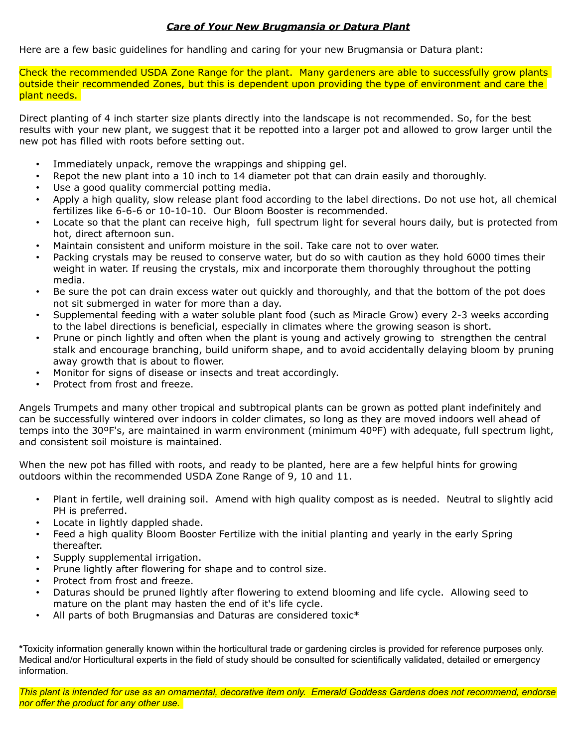# ***Care of Your New Brugmansia or Datura Plant***

Here are a few basic guidelines for handling and caring for your new Brugmansia or Datura plant:

Check the recommended USDA Zone Range for the plant. Many gardeners are able to successfully grow plants outside their recommended Zones, but this is dependent upon providing the type of environment and care the plant needs.

Direct planting of 4 inch starter size plants directly into the landscape is not recommended. So, for the best results with your new plant, we suggest that it be repotted into a larger pot and allowed to grow larger until the new pot has filled with roots before setting out.

- Immediately unpack, remove the wrappings and shipping gel.
- Repot the new plant into a 10 inch to 14 diameter pot that can drain easily and thoroughly.
- Use a good quality commercial potting media.
- Apply a high quality, slow release plant food according to the label directions. Do not use hot, all chemical fertilizes like 6-6-6 or 10-10-10. Our Bloom Booster is recommended.
- Locate so that the plant can receive high, full spectrum light for several hours daily, but is protected from hot, direct afternoon sun.
- Maintain consistent and uniform moisture in the soil. Take care not to over water.
- Packing crystals may be reused to conserve water, but do so with caution as they hold 6000 times their weight in water. If reusing the crystals, mix and incorporate them thoroughly throughout the potting media.
- Be sure the pot can drain excess water out quickly and thoroughly, and that the bottom of the pot does not sit submerged in water for more than a day.
- Supplemental feeding with a water soluble plant food (such as Miracle Grow) every 2-3 weeks according to the label directions is beneficial, especially in climates where the growing season is short.
- Prune or pinch lightly and often when the plant is young and actively growing to strengthen the central stalk and encourage branching, build uniform shape, and to avoid accidentally delaying bloom by pruning away growth that is about to flower.
- Monitor for signs of disease or insects and treat accordingly.
- Protect from frost and freeze.

Angels Trumpets and many other tropical and subtropical plants can be grown as potted plant indefinitely and can be successfully wintered over indoors in colder climates, so long as they are moved indoors well ahead of temps into the 30ºF's, are maintained in warm environment (minimum 40ºF) with adequate, full spectrum light, and consistent soil moisture is maintained.

When the new pot has filled with roots, and ready to be planted, here are a few helpful hints for growing outdoors within the recommended USDA Zone Range of 9, 10 and 11.

- Plant in fertile, well draining soil. Amend with high quality compost as is needed. Neutral to slightly acid PH is preferred.
- Locate in lightly dappled shade.
- Feed a high quality Bloom Booster Fertilize with the initial planting and yearly in the early Spring thereafter.
- Supply supplemental irrigation.
- Prune lightly after flowering for shape and to control size.
- Protect from frost and freeze.
- Daturas should be pruned lightly after flowering to extend blooming and life cycle. Allowing seed to mature on the plant may hasten the end of it's life cycle.
- All parts of both Brugmansias and Daturas are considered toxic*

*Toxicity information generally known within the horticultural trade or gardening circles is provided for reference purposes only. Medical and/or Horticultural experts in the field of study should be consulted for scientifically validated, detailed or emergency information.

*This plant is intended for use as an ornamental, decorative item only. Emerald Goddess Gardens does not recommend, endorse nor offer the product for any other use.*